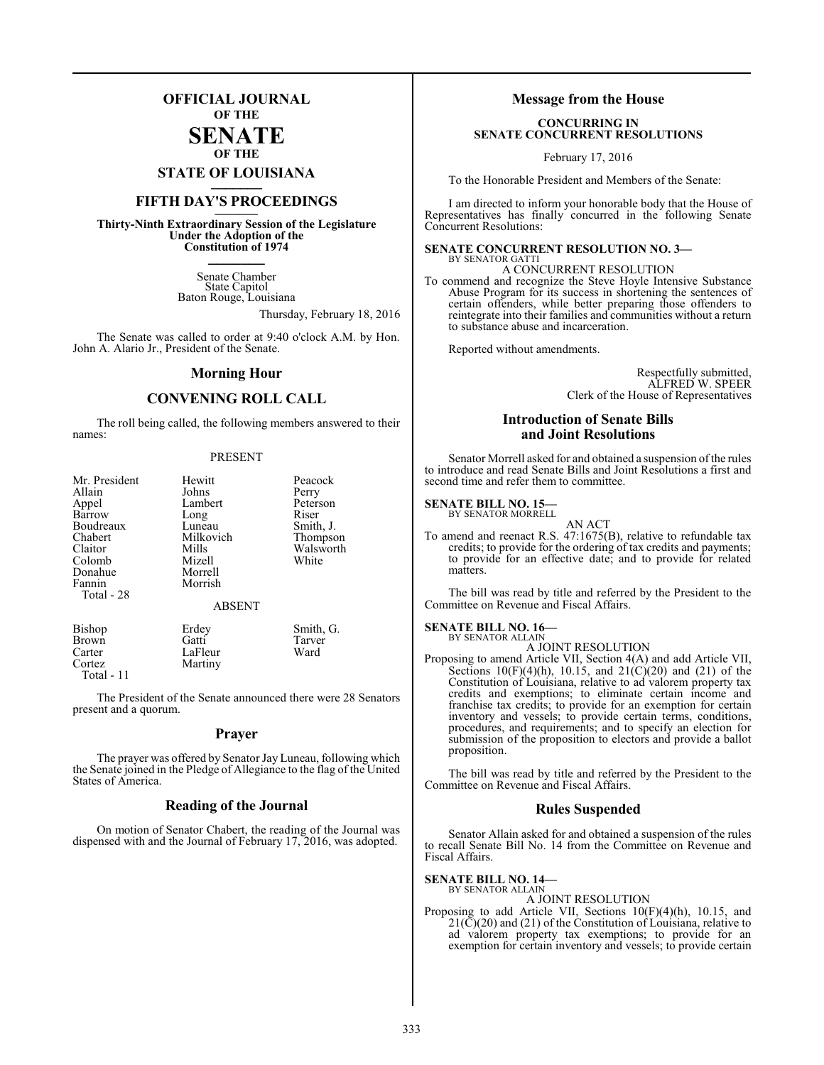# OFFICIAL JOURNAL OF THE SENATE OF THE STATE OF LOUISIANA

## FIFTH DAY'S PROCEEDINGS

**Thirty-Ninth Extraordinary Session of the Legislature Under the Adoption of the Constitution of 1974**

Senate Chamber
State Capitol
Baton Rouge, Louisiana

Thursday, February 18, 2016

The Senate was called to order at 9:40 o'clock A.M. by Hon. John A. Alario Jr., President of the Senate.

## Morning Hour

## CONVENING ROLL CALL

The roll being called, the following members answered to their names:

PRESENT

| | | |
|---|---|---|
| Mr. President | Hewitt | Peacock |
| Allain | Johns | Perry |
| Appel | Lambert | Peterson |
| Barrow | Long | Riser |
| Boudreaux | Luneau | Smith, J. |
| Chabert | Milkovich | Thompson |
| Claitor | Mills | Walsworth |
| Colomb | Mizell | White |
| Donahue | Morrell | |
| Fannin | Morrish | |
| Total - 28 | | |

ABSENT

| | | |
|---|---|---|
| Bishop | Erdey | Smith, G. |
| Brown | Gatti | Tarver |
| Carter | LaFleur | Ward |
| Cortez | Martiny | |
| Total - 11 | | |

The President of the Senate announced there were 28 Senators present and a quorum.

## Prayer

The prayer was offered by Senator Jay Luneau, following which the Senate joined in the Pledge of Allegiance to the flag of the United States of America.

## Reading of the Journal

On motion of Senator Chabert, the reading of the Journal was dispensed with and the Journal of February 17, 2016, was adopted.

## Message from the House

**CONCURRING IN SENATE CONCURRENT RESOLUTIONS**

February 17, 2016

To the Honorable President and Members of the Senate:

I am directed to inform your honorable body that the House of Representatives has finally concurred in the following Senate Concurrent Resolutions:

**SENATE CONCURRENT RESOLUTION NO. 3—**
BY SENATOR GATTI

A CONCURRENT RESOLUTION

To commend and recognize the Steve Hoyle Intensive Substance Abuse Program for its success in shortening the sentences of certain offenders, while better preparing those offenders to reintegrate into their families and communities without a return to substance abuse and incarceration.

Reported without amendments.

Respectfully submitted,
ALFRED W. SPEER
Clerk of the House of Representatives

## Introduction of Senate Bills and Joint Resolutions

Senator Morrell asked for and obtained a suspension of the rules to introduce and read Senate Bills and Joint Resolutions a first and second time and refer them to committee.

**SENATE BILL NO. 15—**
BY SENATOR MORRELL

AN ACT

To amend and reenact R.S. 47:1675(B), relative to refundable tax credits; to provide for the ordering of tax credits and payments; to provide for an effective date; and to provide for related matters.

The bill was read by title and referred by the President to the Committee on Revenue and Fiscal Affairs.

**SENATE BILL NO. 16—**
BY SENATOR ALLAIN

A JOINT RESOLUTION

Proposing to amend Article VII, Section 4(A) and add Article VII, Sections 10(F)(4)(h), 10.15, and 21(C)(20) and (21) of the Constitution of Louisiana, relative to ad valorem property tax credits and exemptions; to eliminate certain income and franchise tax credits; to provide for an exemption for certain inventory and vessels; to provide certain terms, conditions, procedures, and requirements; and to specify an election for submission of the proposition to electors and provide a ballot proposition.

The bill was read by title and referred by the President to the Committee on Revenue and Fiscal Affairs.

## Rules Suspended

Senator Allain asked for and obtained a suspension of the rules to recall Senate Bill No. 14 from the Committee on Revenue and Fiscal Affairs.

**SENATE BILL NO. 14—**
BY SENATOR ALLAIN

A JOINT RESOLUTION

Proposing to add Article VII, Sections 10(F)(4)(h), 10.15, and 21(C)(20) and (21) of the Constitution of Louisiana, relative to ad valorem property tax exemptions; to provide for an exemption for certain inventory and vessels; to provide certain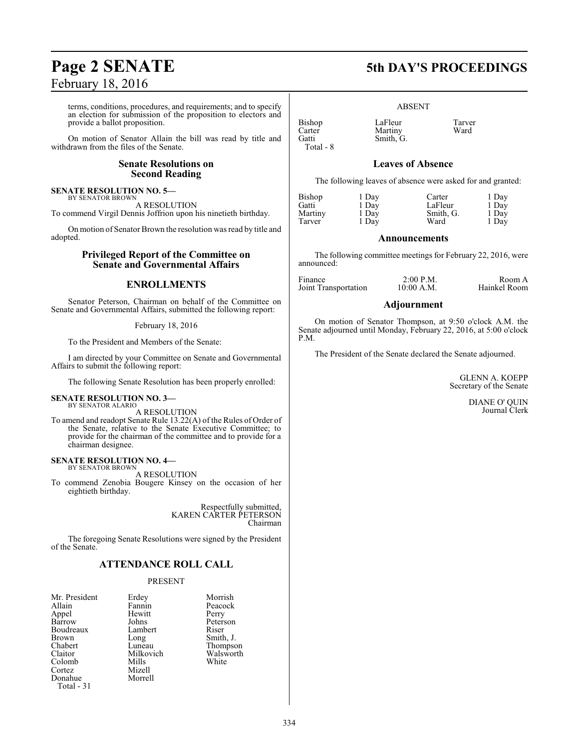terms, conditions, procedures, and requirements; and to specify an election for submission of the proposition to electors and provide a ballot proposition.

On motion of Senator Allain the bill was read by title and withdrawn from the files of the Senate.

## Senate Resolutions on Second Reading

**SENATE RESOLUTION NO. 5—**
BY SENATOR BROWN

A RESOLUTION

To commend Virgil Dennis Joffrion upon his ninetieth birthday.

On motion of Senator Brown the resolution was read by title and adopted.

## Privileged Report of the Committee on Senate and Governmental Affairs

## ENROLLMENTS

Senator Peterson, Chairman on behalf of the Committee on Senate and Governmental Affairs, submitted the following report:

February 18, 2016

To the President and Members of the Senate:

I am directed by your Committee on Senate and Governmental Affairs to submit the following report:

The following Senate Resolution has been properly enrolled:

**SENATE RESOLUTION NO. 3—**
BY SENATOR ALARIO

A RESOLUTION

To amend and readopt Senate Rule 13.22(A) of the Rules of Order of the Senate, relative to the Senate Executive Committee; to provide for the chairman of the committee and to provide for a chairman designee.

**SENATE RESOLUTION NO. 4—**
BY SENATOR BROWN

A RESOLUTION

To commend Zenobia Bougere Kinsey on the occasion of her eightieth birthday.

Respectfully submitted,
KAREN CARTER PETERSON
Chairman

The foregoing Senate Resolutions were signed by the President of the Senate.

## ATTENDANCE ROLL CALL

PRESENT

| | | |
|---|---|---|
| Mr. President | Erdey | Morrish |
| Allain | Fannin | Peacock |
| Appel | Hewitt | Perry |
| Barrow | Johns | Peterson |
| Boudreaux | Lambert | Riser |
| Brown | Long | Smith, J. |
| Chabert | Luneau | Thompson |
| Claitor | Milkovich | Walsworth |
| Colomb | Mills | White |
| Cortez | Mizell | |
| Donahue | Morrell | |

Total - 31

ABSENT

| | | |
|---|---|---|
| Bishop | LaFleur | Tarver |
| Carter | Martiny | Ward |
| Gatti | Smith, G. | |

Total - 8

## Leaves of Absence

The following leaves of absence were asked for and granted:

| | | | |
|---|---|---|---|
| Bishop | 1 Day | Carter | 1 Day |
| Gatti | 1 Day | LaFleur | 1 Day |
| Martiny | 1 Day | Smith, G. | 1 Day |
| Tarver | 1 Day | Ward | 1 Day |

## Announcements

The following committee meetings for February 22, 2016, were announced:

| | | |
|---|---|---|
| Finance | 2:00 P.M. | Room A |
| Joint Transportation | 10:00 A.M. | Hainkel Room |

## Adjournment

On motion of Senator Thompson, at 9:50 o'clock A.M. the Senate adjourned until Monday, February 22, 2016, at 5:00 o'clock P.M.

The President of the Senate declared the Senate adjourned.

GLENN A. KOEPP
Secretary of the Senate

DIANE O' QUIN
Journal Clerk